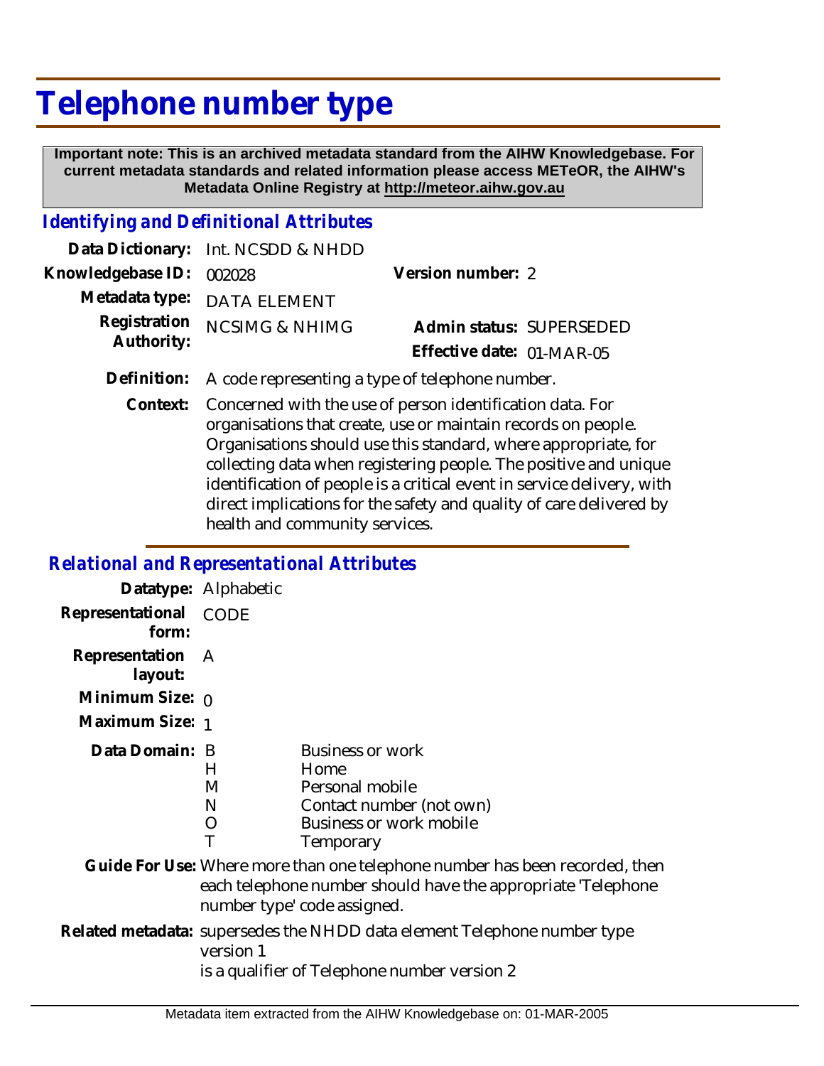# Telephone number type

**Important note: This is an archived metadata standard from the AIHW Knowledgebase. For current metadata standards and related information please access METeOR, the AIHW's Metadata Online Registry at http://meteor.aihw.gov.au**

## *Identifying and Definitional Attributes*

**Data Dictionary:** Int. NCSDD & NHDD

**Knowledgebase ID:** 002028

**Version number:** 2

**Metadata type:** DATA ELEMENT

**Registration Authority:** NCSIMG & NHIMG

**Admin status:** SUPERSEDED

**Effective date:** 01-MAR-05

**Definition:** A code representing a type of telephone number.

**Context:** Concerned with the use of person identification data. For organisations that create, use or maintain records on people. Organisations should use this standard, where appropriate, for collecting data when registering people. The positive and unique identification of people is a critical event in service delivery, with direct implications for the safety and quality of care delivered by health and community services.

## *Relational and Representational Attributes*

**Datatype:** Alphabetic

**Representational form:** CODE

**Representation layout:** A

**Minimum Size:** 0

**Maximum Size:** 1

**Data Domain:**

| Code | Description |
|---|---|
| B | Business or work |
| H | Home |
| M | Personal mobile |
| N | Contact number (not own) |
| O | Business or work mobile |
| T | Temporary |

**Guide For Use:** Where more than one telephone number has been recorded, then each telephone number should have the appropriate 'Telephone number type' code assigned.

**Related metadata:** supersedes the NHDD data element Telephone number type version 1

is a qualifier of Telephone number version 2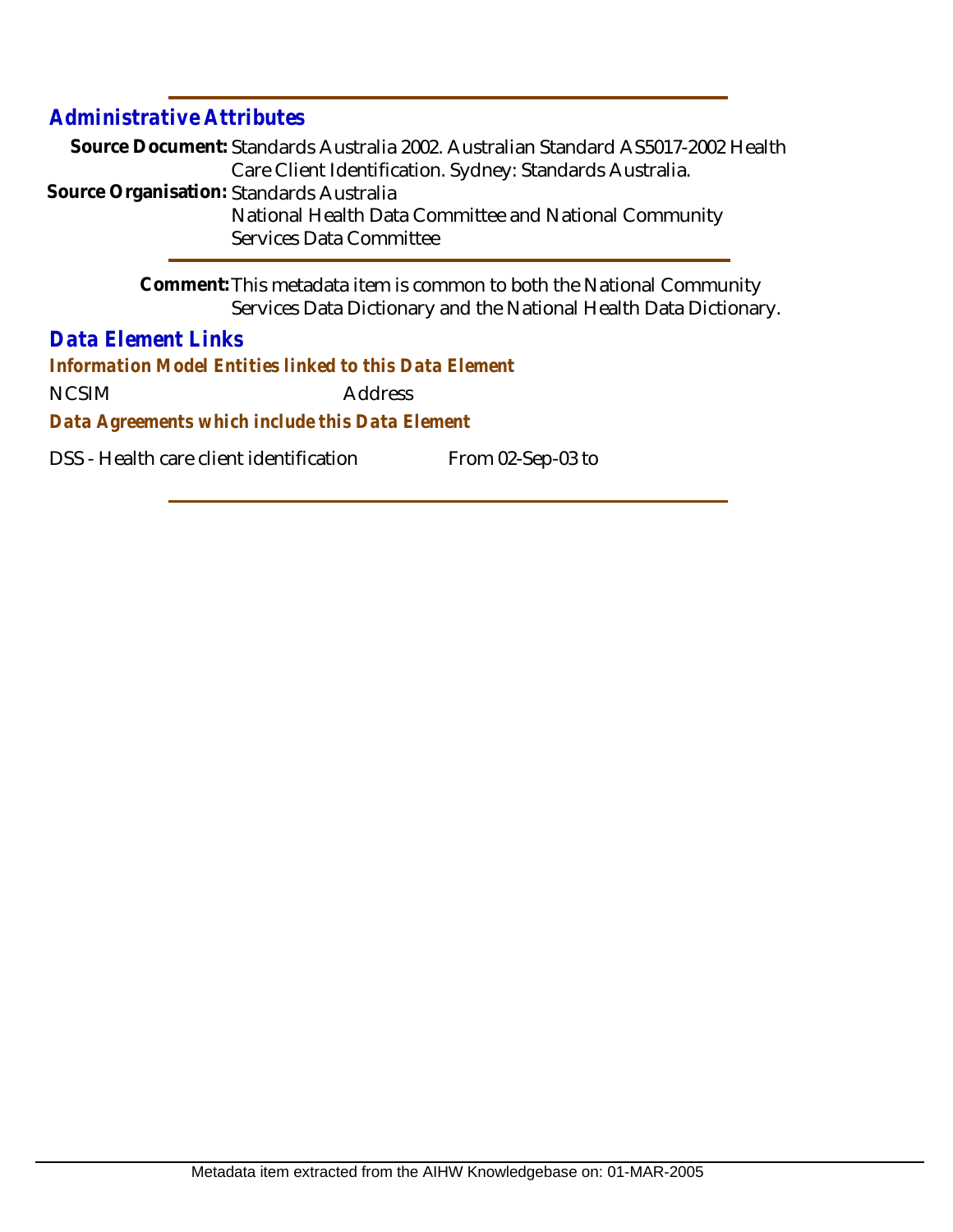## Administrative Attributes

**Source Document:** Standards Australia 2002. Australian Standard AS5017-2002 Health Care Client Identification. Sydney: Standards Australia.

**Source Organisation:** Standards Australia
National Health Data Committee and National Community Services Data Committee

**Comment:** This metadata item is common to both the National Community Services Data Dictionary and the National Health Data Dictionary.

## Data Element Links

### Information Model Entities linked to this Data Element

| | |
|---|---|
| NCSIM | Address |

### Data Agreements which include this Data Element

| | |
|---|---|
| DSS - Health care client identification | From 02-Sep-03 to |

Metadata item extracted from the AIHW Knowledgebase on: 01-MAR-2005